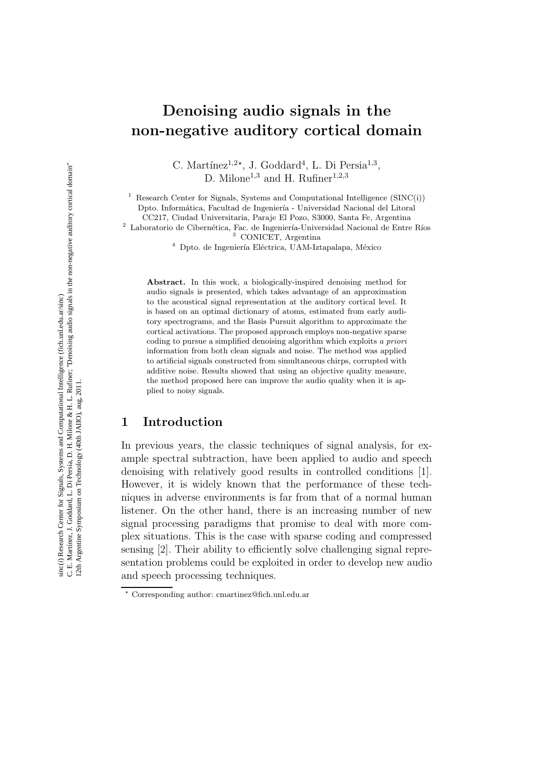# Denoising audio signals in the non-negative auditory cortical domain

C. Martínez[1,2]*, J. Goddard[4], L. Di Persia[1,3], D. Milone[1,3] and H. Rufiner[1,2,3]

[1] Research Center for Signals, Systems and Computational Intelligence (SINC(i)) Dpto. Informática, Facultad de Ingeniería - Universidad Nacional del Litoral CC217, Ciudad Universitaria, Paraje El Pozo, S3000, Santa Fe, Argentina
[2] Laboratorio de Cibernética, Fac. de Ingeniería-Universidad Nacional de Entre Ríos
[3] CONICET, Argentina
[4] Dpto. de Ingeniería Eléctrica, UAM-Iztapalapa, México

**Abstract.** In this work, a biologically-inspired denoising method for audio signals is presented, which takes advantage of an approximation to the acoustical signal representation at the auditory cortical level. It is based on an optimal dictionary of atoms, estimated from early auditory spectrograms, and the Basis Pursuit algorithm to approximate the cortical activations. The proposed approach employs non-negative sparse coding to pursue a simplified denoising algorithm which exploits *a priori* information from both clean signals and noise. The method was applied to artificial signals constructed from simultaneous chirps, corrupted with additive noise. Results showed that using an objective quality measure, the method proposed here can improve the audio quality when it is applied to noisy signals.

## 1 Introduction

In previous years, the classic techniques of signal analysis, for example spectral subtraction, have been applied to audio and speech denoising with relatively good results in controlled conditions [1]. However, it is widely known that the performance of these techniques in adverse environments is far from that of a normal human listener. On the other hand, there is an increasing number of new signal processing paradigms that promise to deal with more complex situations. This is the case with sparse coding and compressed sensing [2]. Their ability to efficiently solve challenging signal representation problems could be exploited in order to develop new audio and speech processing techniques.

* Corresponding author: cmartinez@fich.unl.edu.ar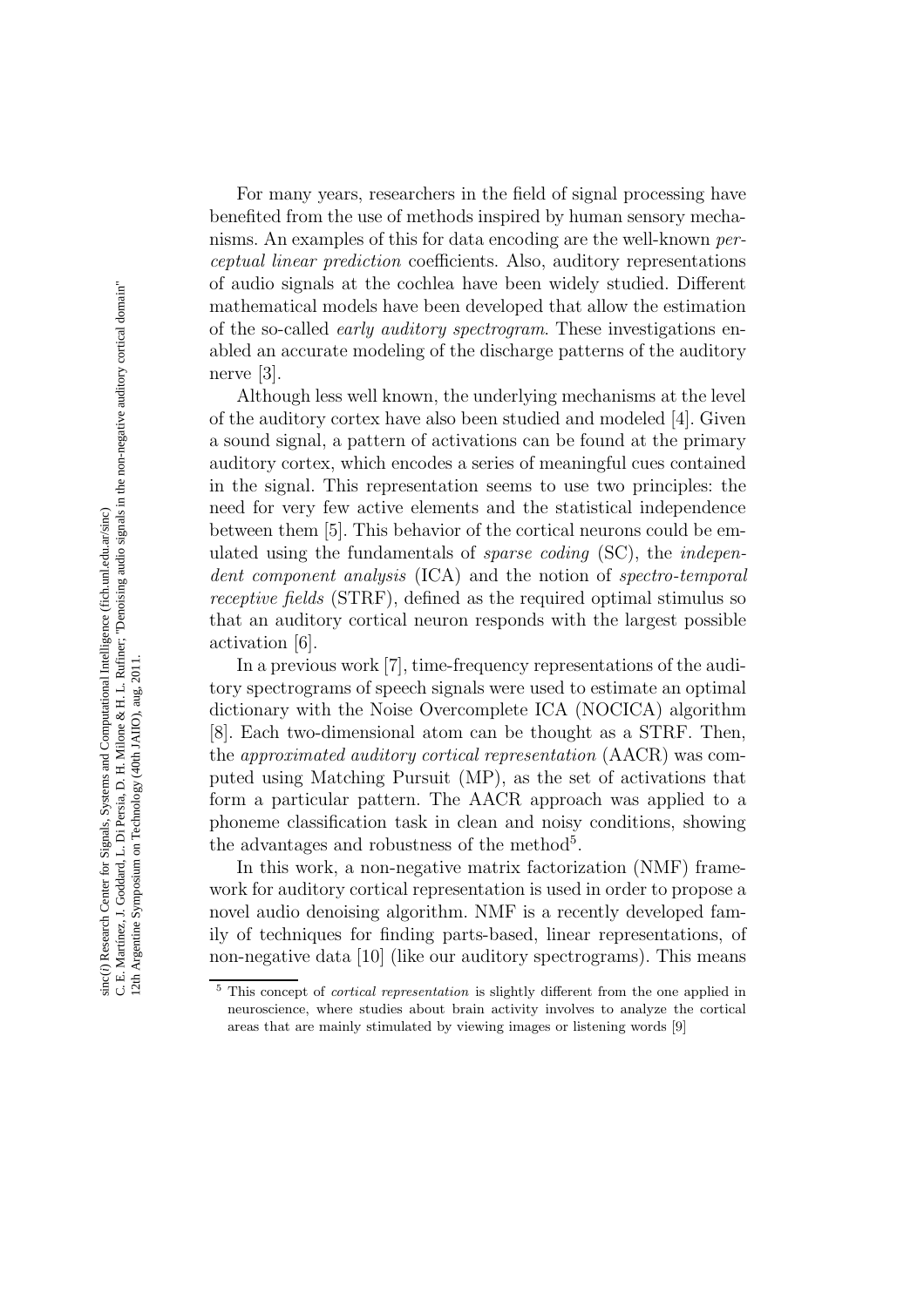For many years, researchers in the field of signal processing have benefited from the use of methods inspired by human sensory mechanisms. An examples of this for data encoding are the well-known *perceptual linear prediction* coefficients. Also, auditory representations of audio signals at the cochlea have been widely studied. Different mathematical models have been developed that allow the estimation of the so-called *early auditory spectrogram*. These investigations enabled an accurate modeling of the discharge patterns of the auditory nerve [3].

Although less well known, the underlying mechanisms at the level of the auditory cortex have also been studied and modeled [4]. Given a sound signal, a pattern of activations can be found at the primary auditory cortex, which encodes a series of meaningful cues contained in the signal. This representation seems to use two principles: the need for very few active elements and the statistical independence between them [5]. This behavior of the cortical neurons could be emulated using the fundamentals of *sparse coding* (SC), the *independent component analysis* (ICA) and the notion of *spectro-temporal receptive fields* (STRF), defined as the required optimal stimulus so that an auditory cortical neuron responds with the largest possible activation [6].

In a previous work [7], time-frequency representations of the auditory spectrograms of speech signals were used to estimate an optimal dictionary with the Noise Overcomplete ICA (NOCICA) algorithm [8]. Each two-dimensional atom can be thought as a STRF. Then, the *approximated auditory cortical representation* (AACR) was computed using Matching Pursuit (MP), as the set of activations that form a particular pattern. The AACR approach was applied to a phoneme classification task in clean and noisy conditions, showing the advantages and robustness of the method[5].

In this work, a non-negative matrix factorization (NMF) framework for auditory cortical representation is used in order to propose a novel audio denoising algorithm. NMF is a recently developed family of techniques for finding parts-based, linear representations, of non-negative data [10] (like our auditory spectrograms). This means

[5] This concept of *cortical representation* is slightly different from the one applied in neuroscience, where studies about brain activity involves to analyze the cortical areas that are mainly stimulated by viewing images or listening words [9]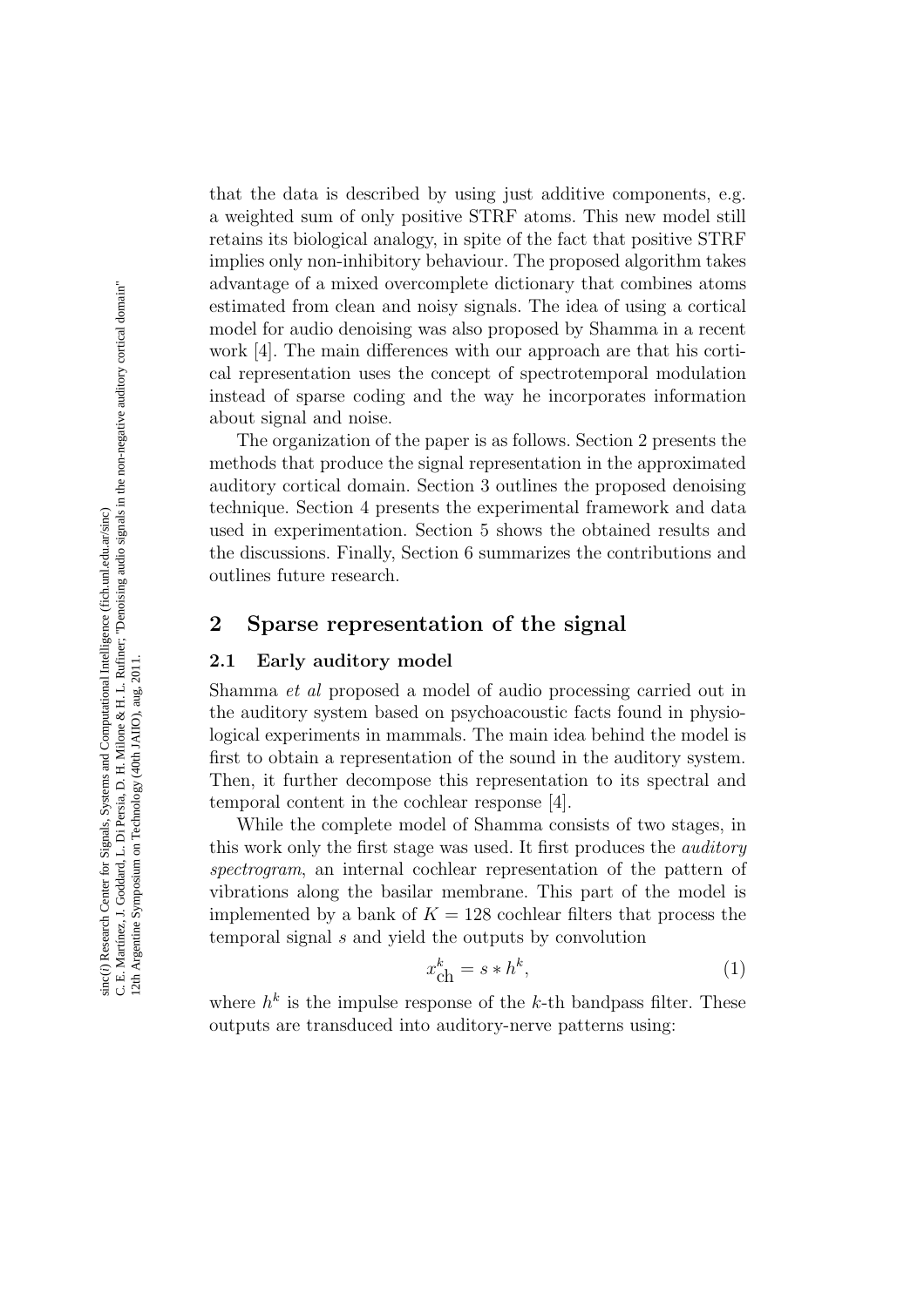that the data is described by using just additive components, e.g. a weighted sum of only positive STRF atoms. This new model still retains its biological analogy, in spite of the fact that positive STRF implies only non-inhibitory behaviour. The proposed algorithm takes advantage of a mixed overcomplete dictionary that combines atoms estimated from clean and noisy signals. The idea of using a cortical model for audio denoising was also proposed by Shamma in a recent work [4]. The main differences with our approach are that his cortical representation uses the concept of spectrotemporal modulation instead of sparse coding and the way he incorporates information about signal and noise.

The organization of the paper is as follows. Section 2 presents the methods that produce the signal representation in the approximated auditory cortical domain. Section 3 outlines the proposed denoising technique. Section 4 presents the experimental framework and data used in experimentation. Section 5 shows the obtained results and the discussions. Finally, Section 6 summarizes the contributions and outlines future research.

## 2 Sparse representation of the signal

### 2.1 Early auditory model

Shamma *et al* proposed a model of audio processing carried out in the auditory system based on psychoacoustic facts found in physiological experiments in mammals. The main idea behind the model is first to obtain a representation of the sound in the auditory system. Then, it further decompose this representation to its spectral and temporal content in the cochlear response [4].

While the complete model of Shamma consists of two stages, in this work only the first stage was used. It first produces the *auditory spectrogram*, an internal cochlear representation of the pattern of vibrations along the basilar membrane. This part of the model is implemented by a bank of $K = 128$ cochlear filters that process the temporal signal $s$ and yield the outputs by convolution

$$x_{\text{ch}}^{k} = s * h^{k}, \tag{1}$$

where $h^k$ is the impulse response of the $k$-th bandpass filter. These outputs are transduced into auditory-nerve patterns using: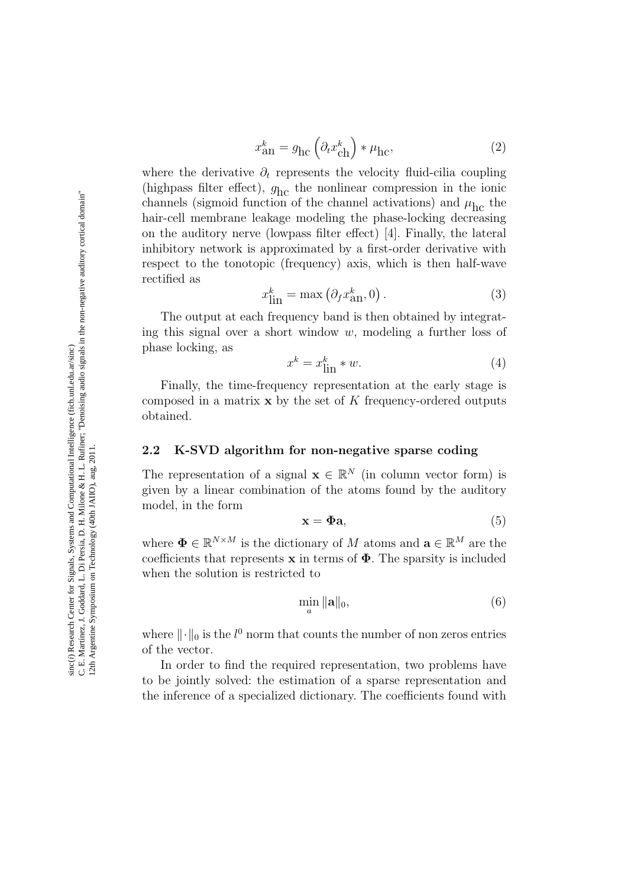$$x_{\text{an}}^k = g_{\text{hc}}\left(\partial_t x_{\text{ch}}^k\right) * \mu_{\text{hc}}, \quad (2)$$

where the derivative $\partial_t$ represents the velocity fluid-cilia coupling (highpass filter effect), $g_{\text{hc}}$ the nonlinear compression in the ionic channels (sigmoid function of the channel activations) and $\mu_{\text{hc}}$ the hair-cell membrane leakage modeling the phase-locking decreasing on the auditory nerve (lowpass filter effect) [4]. Finally, the lateral inhibitory network is approximated by a first-order derivative with respect to the tonotopic (frequency) axis, which is then half-wave rectified as

$$x_{\text{lin}}^k = \max\left(\partial_f x_{\text{an}}^k, 0\right). \quad (3)$$

The output at each frequency band is then obtained by integrating this signal over a short window $w$, modeling a further loss of phase locking, as

$$x^k = x_{\text{lin}}^k * w. \quad (4)$$

Finally, the time-frequency representation at the early stage is composed in a matrix $\mathbf{x}$ by the set of $K$ frequency-ordered outputs obtained.

### 2.2 K-SVD algorithm for non-negative sparse coding

The representation of a signal $\mathbf{x} \in \mathbb{R}^N$ (in column vector form) is given by a linear combination of the atoms found by the auditory model, in the form

$$\mathbf{x} = \mathbf{\Phi a}, \quad (5)$$

where $\mathbf{\Phi} \in \mathbb{R}^{N \times M}$ is the dictionary of $M$ atoms and $\mathbf{a} \in \mathbb{R}^M$ are the coefficients that represents $\mathbf{x}$ in terms of $\mathbf{\Phi}$. The sparsity is included when the solution is restricted to

$$\min_a \|\mathbf{a}\|_0, \quad (6)$$

where $\|\cdot\|_0$ is the $l^0$ norm that counts the number of non zeros entries of the vector.

In order to find the required representation, two problems have to be jointly solved: the estimation of a sparse representation and the inference of a specialized dictionary. The coefficients found with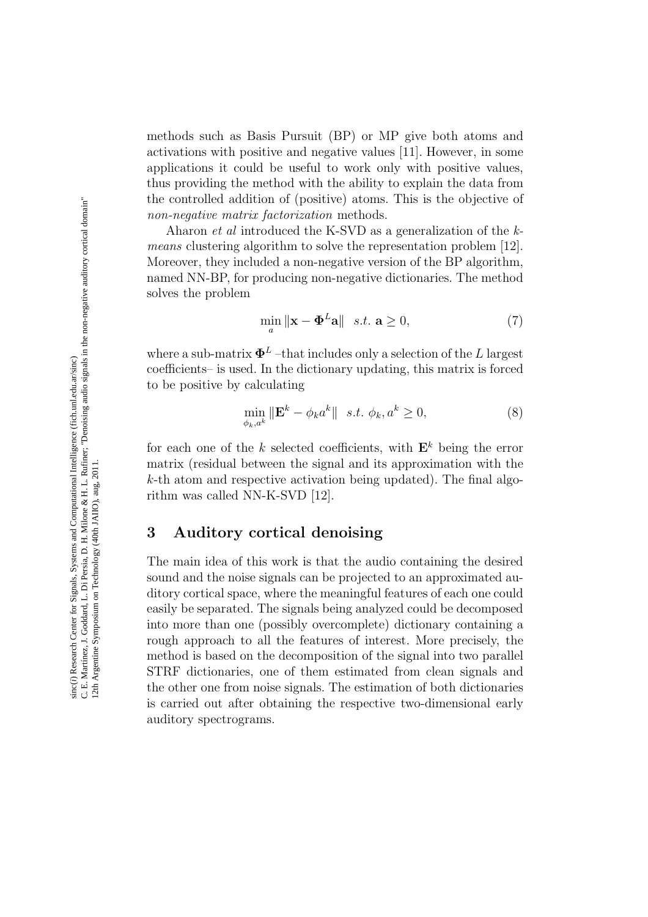methods such as Basis Pursuit (BP) or MP give both atoms and activations with positive and negative values [11]. However, in some applications it could be useful to work only with positive values, thus providing the method with the ability to explain the data from the controlled addition of (positive) atoms. This is the objective of *non-negative matrix factorization* methods.

Aharon *et al* introduced the K-SVD as a generalization of the *k-means* clustering algorithm to solve the representation problem [12]. Moreover, they included a non-negative version of the BP algorithm, named NN-BP, for producing non-negative dictionaries. The method solves the problem

$$\min_{a} \|\mathbf{x} - \mathbf{\Phi}^{L}\mathbf{a}\| \quad s.t. \; \mathbf{a} \geq 0, \tag{7}$$

where a sub-matrix $\mathbf{\Phi}^{L}$ –that includes only a selection of the $L$ largest coefficients– is used. In the dictionary updating, this matrix is forced to be positive by calculating

$$\min_{\phi_k, a^k} \|\mathbf{E}^{k} - \phi_k a^k\| \quad s.t. \; \phi_k, a^k \geq 0, \tag{8}$$

for each one of the $k$ selected coefficients, with $\mathbf{E}^{k}$ being the error matrix (residual between the signal and its approximation with the $k$-th atom and respective activation being updated). The final algorithm was called NN-K-SVD [12].

## 3 Auditory cortical denoising

The main idea of this work is that the audio containing the desired sound and the noise signals can be projected to an approximated auditory cortical space, where the meaningful features of each one could easily be separated. The signals being analyzed could be decomposed into more than one (possibly overcomplete) dictionary containing a rough approach to all the features of interest. More precisely, the method is based on the decomposition of the signal into two parallel STRF dictionaries, one of them estimated from clean signals and the other one from noise signals. The estimation of both dictionaries is carried out after obtaining the respective two-dimensional early auditory spectrograms.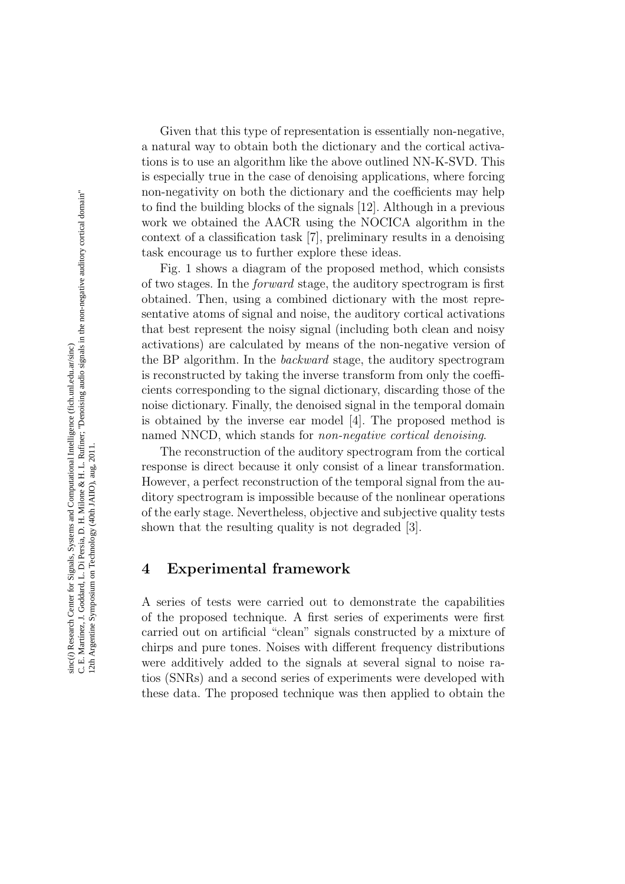Given that this type of representation is essentially non-negative, a natural way to obtain both the dictionary and the cortical activations is to use an algorithm like the above outlined NN-K-SVD. This is especially true in the case of denoising applications, where forcing non-negativity on both the dictionary and the coefficients may help to find the building blocks of the signals [12]. Although in a previous work we obtained the AACR using the NOCICA algorithm in the context of a classification task [7], preliminary results in a denoising task encourage us to further explore these ideas.

Fig. 1 shows a diagram of the proposed method, which consists of two stages. In the *forward* stage, the auditory spectrogram is first obtained. Then, using a combined dictionary with the most representative atoms of signal and noise, the auditory cortical activations that best represent the noisy signal (including both clean and noisy activations) are calculated by means of the non-negative version of the BP algorithm. In the *backward* stage, the auditory spectrogram is reconstructed by taking the inverse transform from only the coefficients corresponding to the signal dictionary, discarding those of the noise dictionary. Finally, the denoised signal in the temporal domain is obtained by the inverse ear model [4]. The proposed method is named NNCD, which stands for *non-negative cortical denoising*.

The reconstruction of the auditory spectrogram from the cortical response is direct because it only consist of a linear transformation. However, a perfect reconstruction of the temporal signal from the auditory spectrogram is impossible because of the nonlinear operations of the early stage. Nevertheless, objective and subjective quality tests shown that the resulting quality is not degraded [3].

## 4 Experimental framework

A series of tests were carried out to demonstrate the capabilities of the proposed technique. A first series of experiments were first carried out on artificial "clean" signals constructed by a mixture of chirps and pure tones. Noises with different frequency distributions were additively added to the signals at several signal to noise ratios (SNRs) and a second series of experiments were developed with these data. The proposed technique was then applied to obtain the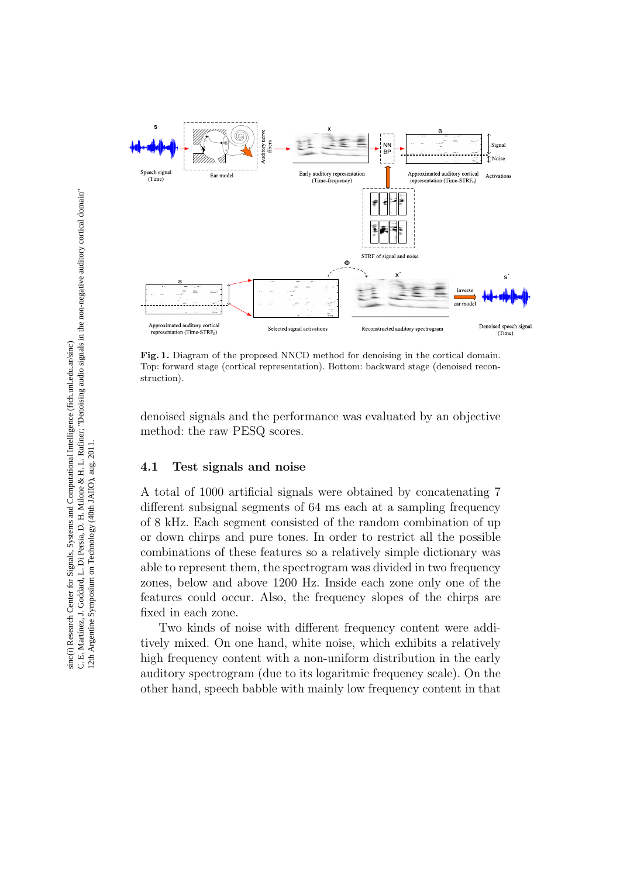**Fig. 1.** Diagram of the proposed NNCD method for denoising in the cortical domain. Top: forward stage (cortical representation). Bottom: backward stage (denoised reconstruction).

denoised signals and the performance was evaluated by an objective method: the raw PESQ scores.

### 4.1 Test signals and noise

A total of 1000 artificial signals were obtained by concatenating 7 different subsignal segments of 64 ms each at a sampling frequency of 8 kHz. Each segment consisted of the random combination of up or down chirps and pure tones. In order to restrict all the possible combinations of these features so a relatively simple dictionary was able to represent them, the spectrogram was divided in two frequency zones, below and above 1200 Hz. Inside each zone only one of the features could occur. Also, the frequency slopes of the chirps are fixed in each zone.

Two kinds of noise with different frequency content were additively mixed. On one hand, white noise, which exhibits a relatively high frequency content with a non-uniform distribution in the early auditory spectrogram (due to its logaritmic frequency scale). On the other hand, speech babble with mainly low frequency content in that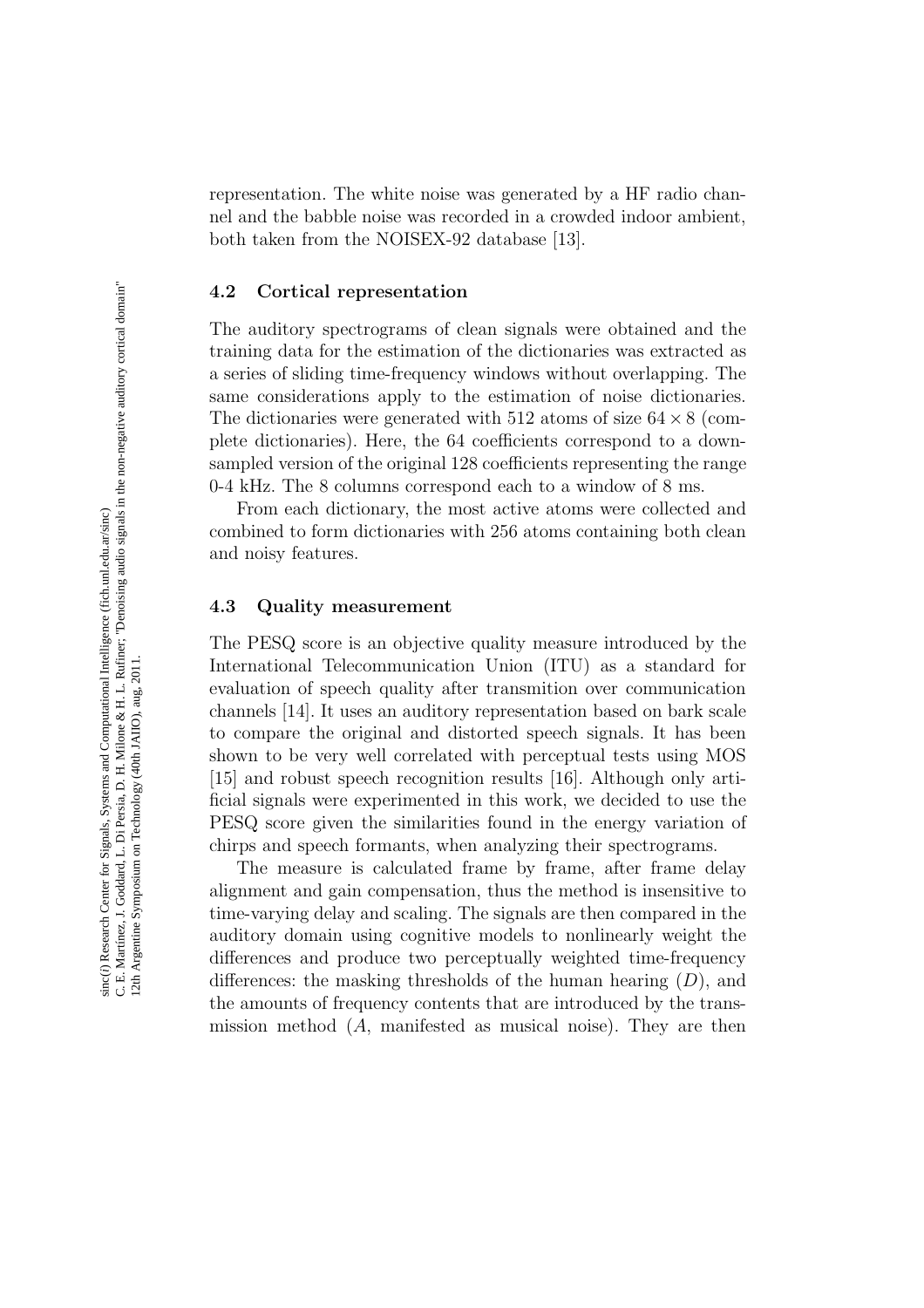representation. The white noise was generated by a HF radio channel and the babble noise was recorded in a crowded indoor ambient, both taken from the NOISEX-92 database [13].

### 4.2 Cortical representation

The auditory spectrograms of clean signals were obtained and the training data for the estimation of the dictionaries was extracted as a series of sliding time-frequency windows without overlapping. The same considerations apply to the estimation of noise dictionaries. The dictionaries were generated with 512 atoms of size $64 \times 8$ (complete dictionaries). Here, the 64 coefficients correspond to a downsampled version of the original 128 coefficients representing the range 0-4 kHz. The 8 columns correspond each to a window of 8 ms.

From each dictionary, the most active atoms were collected and combined to form dictionaries with 256 atoms containing both clean and noisy features.

### 4.3 Quality measurement

The PESQ score is an objective quality measure introduced by the International Telecommunication Union (ITU) as a standard for evaluation of speech quality after transmition over communication channels [14]. It uses an auditory representation based on bark scale to compare the original and distorted speech signals. It has been shown to be very well correlated with perceptual tests using MOS [15] and robust speech recognition results [16]. Although only artificial signals were experimented in this work, we decided to use the PESQ score given the similarities found in the energy variation of chirps and speech formants, when analyzing their spectrograms.

The measure is calculated frame by frame, after frame delay alignment and gain compensation, thus the method is insensitive to time-varying delay and scaling. The signals are then compared in the auditory domain using cognitive models to nonlinearly weight the differences and produce two perceptually weighted time-frequency differences: the masking thresholds of the human hearing ($D$), and the amounts of frequency contents that are introduced by the transmission method ($A$, manifested as musical noise). They are then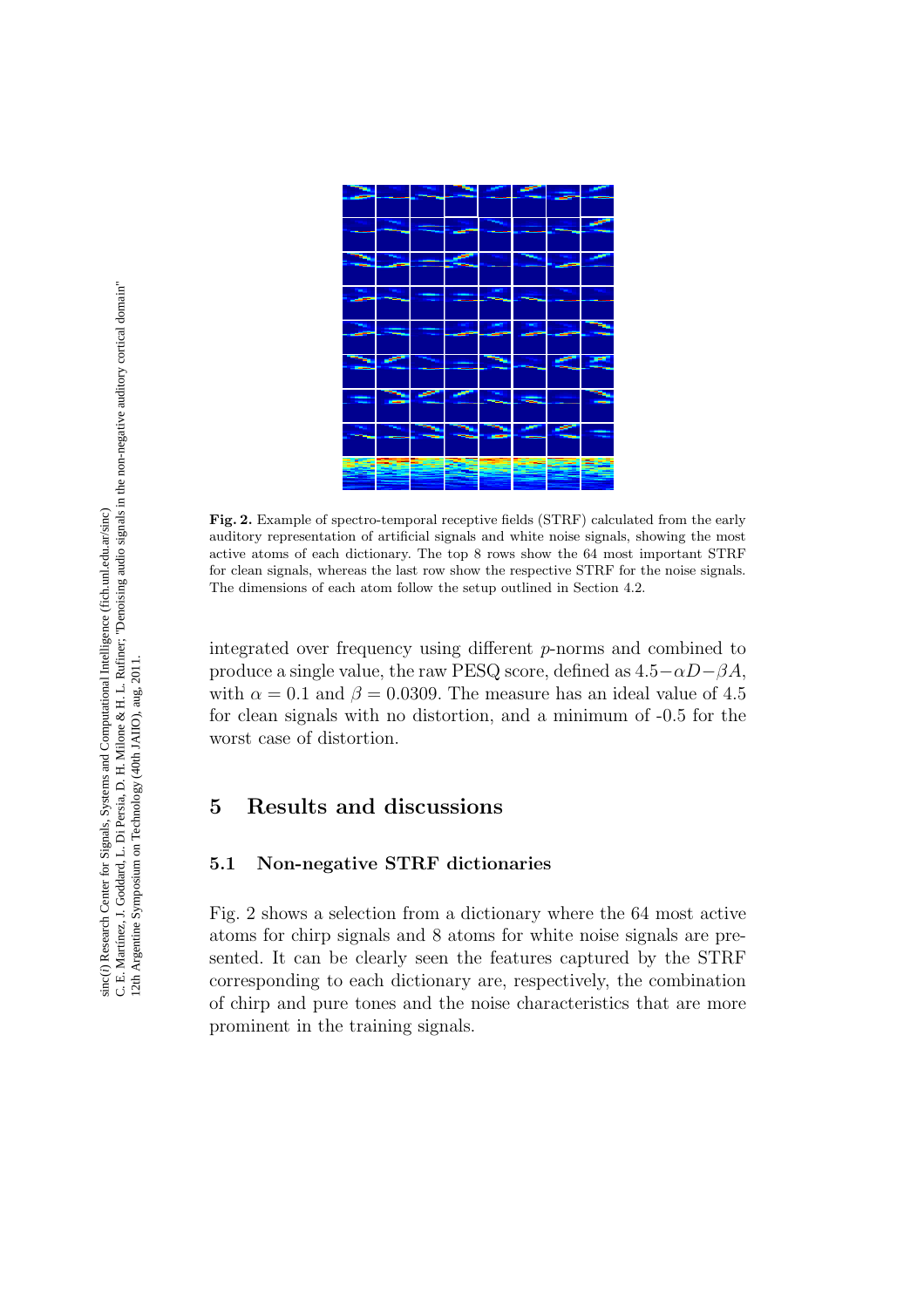**Fig. 2.** Example of spectro-temporal receptive fields (STRF) calculated from the early auditory representation of artificial signals and white noise signals, showing the most active atoms of each dictionary. The top 8 rows show the 64 most important STRF for clean signals, whereas the last row show the respective STRF for the noise signals. The dimensions of each atom follow the setup outlined in Section 4.2.

integrated over frequency using different $p$-norms and combined to produce a single value, the raw PESQ score, defined as $4.5 - \alpha D - \beta A$, with $\alpha = 0.1$ and $\beta = 0.0309$. The measure has an ideal value of 4.5 for clean signals with no distortion, and a minimum of -0.5 for the worst case of distortion.

## 5 Results and discussions

### 5.1 Non-negative STRF dictionaries

Fig. 2 shows a selection from a dictionary where the 64 most active atoms for chirp signals and 8 atoms for white noise signals are presented. It can be clearly seen the features captured by the STRF corresponding to each dictionary are, respectively, the combination of chirp and pure tones and the noise characteristics that are more prominent in the training signals.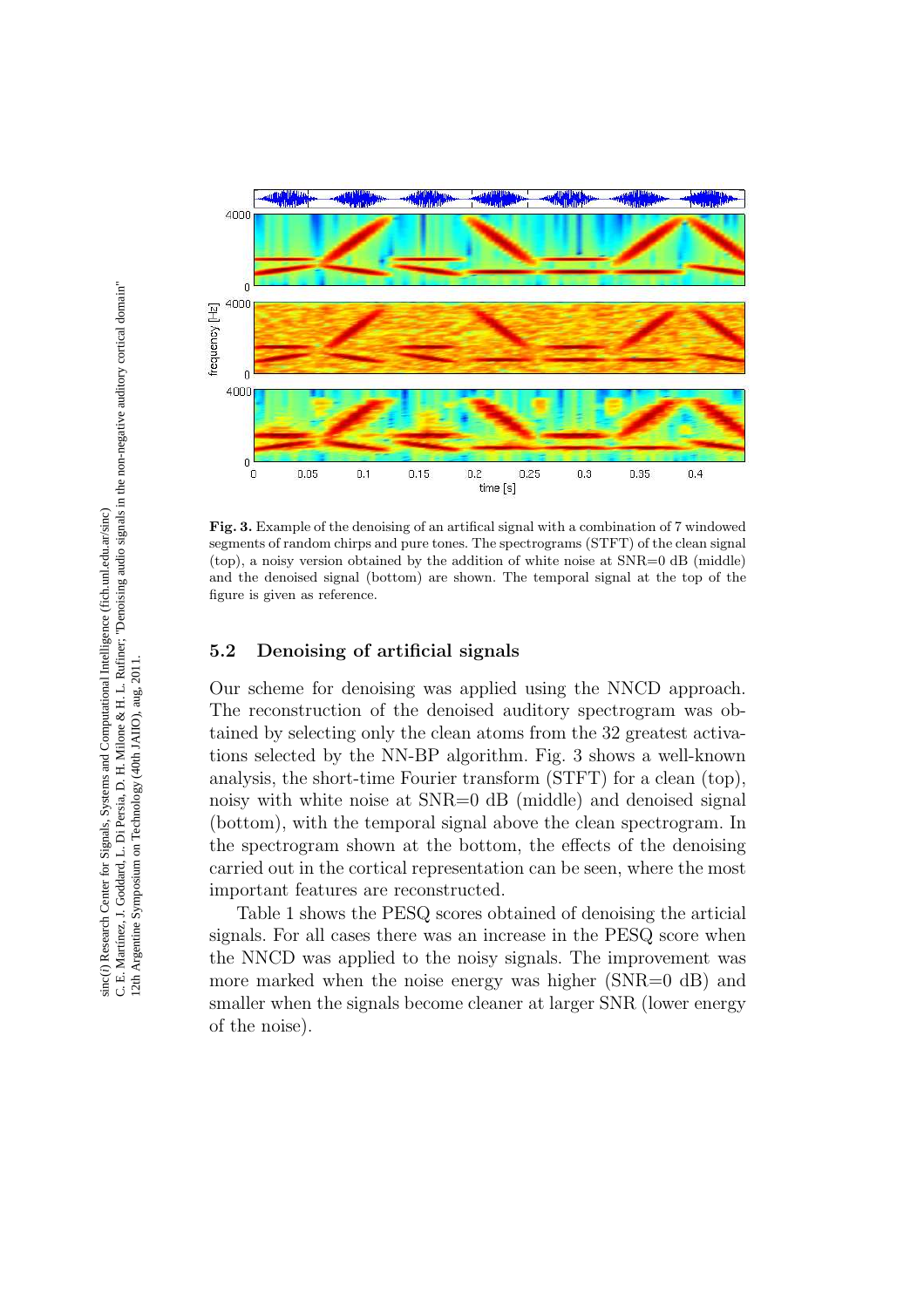**Fig. 3.** Example of the denoising of an artifical signal with a combination of 7 windowed segments of random chirps and pure tones. The spectrograms (STFT) of the clean signal (top), a noisy version obtained by the addition of white noise at SNR=0 dB (middle) and the denoised signal (bottom) are shown. The temporal signal at the top of the figure is given as reference.

### 5.2 Denoising of artificial signals

Our scheme for denoising was applied using the NNCD approach. The reconstruction of the denoised auditory spectrogram was obtained by selecting only the clean atoms from the 32 greatest activations selected by the NN-BP algorithm. Fig. 3 shows a well-known analysis, the short-time Fourier transform (STFT) for a clean (top), noisy with white noise at SNR=0 dB (middle) and denoised signal (bottom), with the temporal signal above the clean spectrogram. In the spectrogram shown at the bottom, the effects of the denoising carried out in the cortical representation can be seen, where the most important features are reconstructed.

Table 1 shows the PESQ scores obtained of denoising the articial signals. For all cases there was an increase in the PESQ score when the NNCD was applied to the noisy signals. The improvement was more marked when the noise energy was higher (SNR=0 dB) and smaller when the signals become cleaner at larger SNR (lower energy of the noise).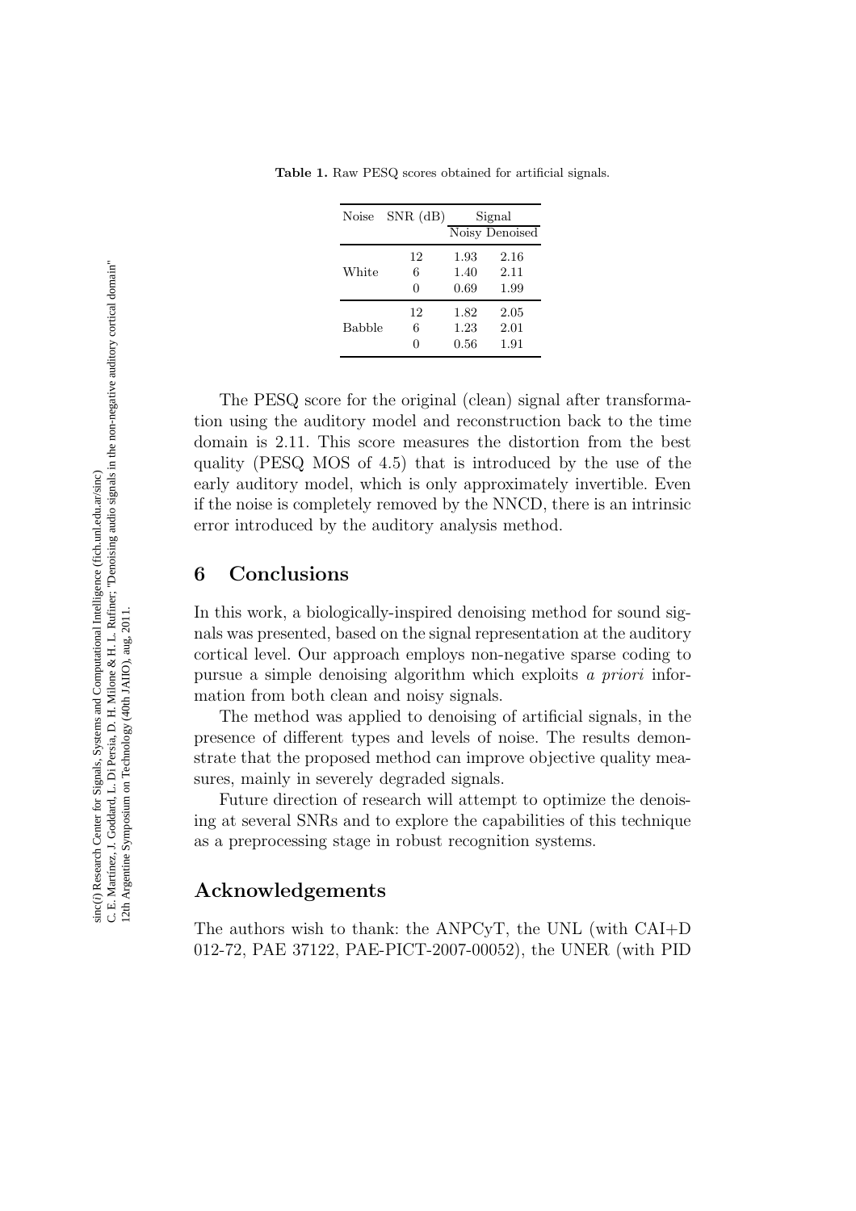**Table 1.** Raw PESQ scores obtained for artificial signals.

| Noise | SNR (dB) | Signal | |
|---|---|---|---|
| | | Noisy | Denoised |
| White | 12 | 1.93 | 2.16 |
| | 6 | 1.40 | 2.11 |
| | 0 | 0.69 | 1.99 |
| Babble | 12 | 1.82 | 2.05 |
| | 6 | 1.23 | 2.01 |
| | 0 | 0.56 | 1.91 |

The PESQ score for the original (clean) signal after transformation using the auditory model and reconstruction back to the time domain is 2.11. This score measures the distortion from the best quality (PESQ MOS of 4.5) that is introduced by the use of the early auditory model, which is only approximately invertible. Even if the noise is completely removed by the NNCD, there is an intrinsic error introduced by the auditory analysis method.

## 6 Conclusions

In this work, a biologically-inspired denoising method for sound signals was presented, based on the signal representation at the auditory cortical level. Our approach employs non-negative sparse coding to pursue a simple denoising algorithm which exploits *a priori* information from both clean and noisy signals.

The method was applied to denoising of artificial signals, in the presence of different types and levels of noise. The results demonstrate that the proposed method can improve objective quality measures, mainly in severely degraded signals.

Future direction of research will attempt to optimize the denoising at several SNRs and to explore the capabilities of this technique as a preprocessing stage in robust recognition systems.

## Acknowledgements

The authors wish to thank: the ANPCyT, the UNL (with CAI+D 012-72, PAE 37122, PAE-PICT-2007-00052), the UNER (with PID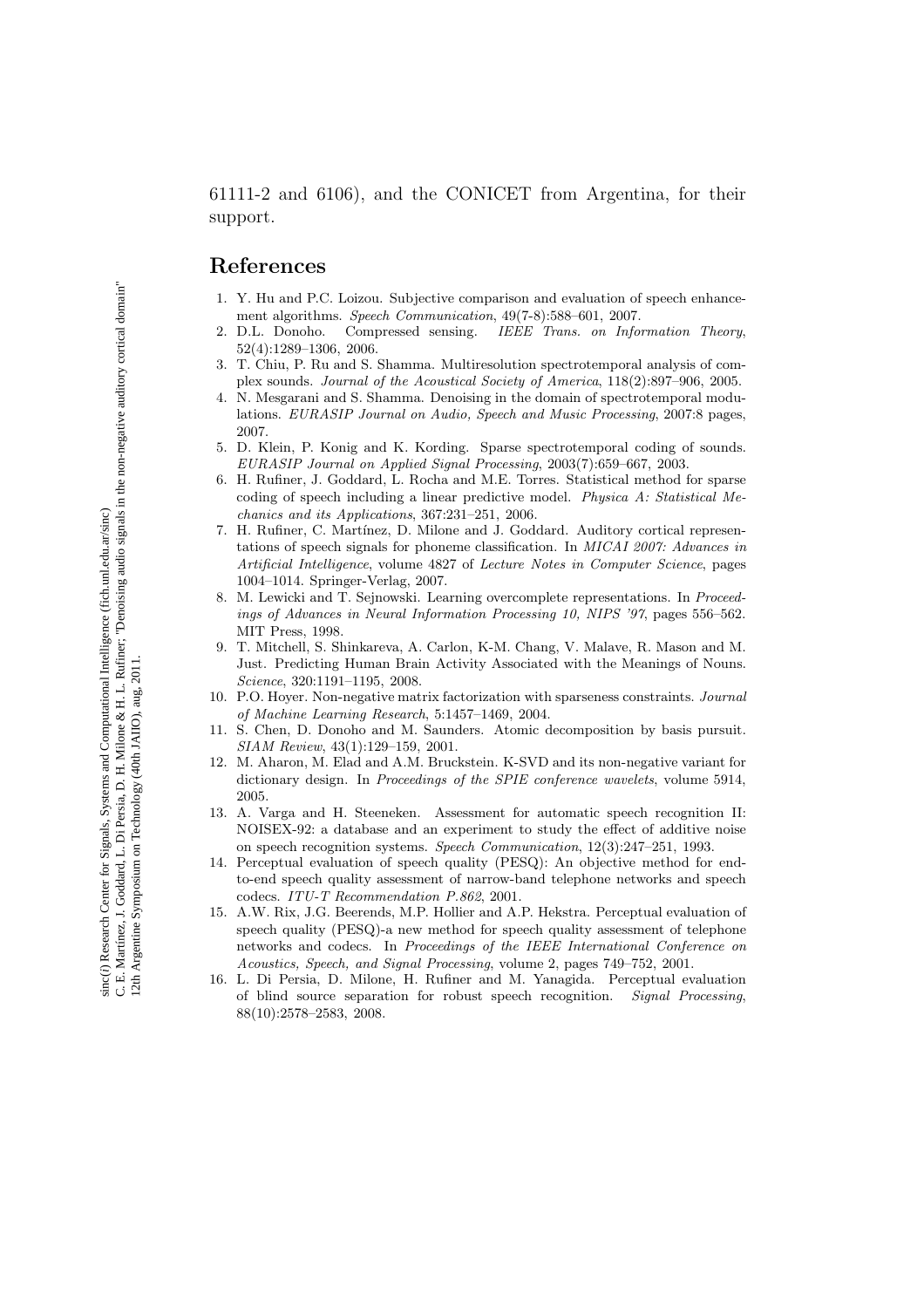61111-2 and 6106), and the CONICET from Argentina, for their support.

## References

1. Y. Hu and P.C. Loizou. Subjective comparison and evaluation of speech enhancement algorithms. *Speech Communication*, 49(7-8):588–601, 2007.
2. D.L. Donoho. Compressed sensing. *IEEE Trans. on Information Theory*, 52(4):1289–1306, 2006.
3. T. Chiu, P. Ru and S. Shamma. Multiresolution spectrotemporal analysis of complex sounds. *Journal of the Acoustical Society of America*, 118(2):897–906, 2005.
4. N. Mesgarani and S. Shamma. Denoising in the domain of spectrotemporal modulations. *EURASIP Journal on Audio, Speech and Music Processing*, 2007:8 pages, 2007.
5. D. Klein, P. Konig and K. Kording. Sparse spectrotemporal coding of sounds. *EURASIP Journal on Applied Signal Processing*, 2003(7):659–667, 2003.
6. H. Rufiner, J. Goddard, L. Rocha and M.E. Torres. Statistical method for sparse coding of speech including a linear predictive model. *Physica A: Statistical Mechanics and its Applications*, 367:231–251, 2006.
7. H. Rufiner, C. Martínez, D. Milone and J. Goddard. Auditory cortical representations of speech signals for phoneme classification. In *MICAI 2007: Advances in Artificial Intelligence*, volume 4827 of *Lecture Notes in Computer Science*, pages 1004–1014. Springer-Verlag, 2007.
8. M. Lewicki and T. Sejnowski. Learning overcomplete representations. In *Proceedings of Advances in Neural Information Processing 10, NIPS '97*, pages 556–562. MIT Press, 1998.
9. T. Mitchell, S. Shinkareva, A. Carlon, K-M. Chang, V. Malave, R. Mason and M. Just. Predicting Human Brain Activity Associated with the Meanings of Nouns. *Science*, 320:1191–1195, 2008.
10. P.O. Hoyer. Non-negative matrix factorization with sparseness constraints. *Journal of Machine Learning Research*, 5:1457–1469, 2004.
11. S. Chen, D. Donoho and M. Saunders. Atomic decomposition by basis pursuit. *SIAM Review*, 43(1):129–159, 2001.
12. M. Aharon, M. Elad and A.M. Bruckstein. K-SVD and its non-negative variant for dictionary design. In *Proceedings of the SPIE conference wavelets*, volume 5914, 2005.
13. A. Varga and H. Steeneken. Assessment for automatic speech recognition II: NOISEX-92: a database and an experiment to study the effect of additive noise on speech recognition systems. *Speech Communication*, 12(3):247–251, 1993.
14. Perceptual evaluation of speech quality (PESQ): An objective method for end-to-end speech quality assessment of narrow-band telephone networks and speech codecs. *ITU-T Recommendation P.862*, 2001.
15. A.W. Rix, J.G. Beerends, M.P. Hollier and A.P. Hekstra. Perceptual evaluation of speech quality (PESQ)-a new method for speech quality assessment of telephone networks and codecs. In *Proceedings of the IEEE International Conference on Acoustics, Speech, and Signal Processing*, volume 2, pages 749–752, 2001.
16. L. Di Persia, D. Milone, H. Rufiner and M. Yanagida. Perceptual evaluation of blind source separation for robust speech recognition. *Signal Processing*, 88(10):2578–2583, 2008.